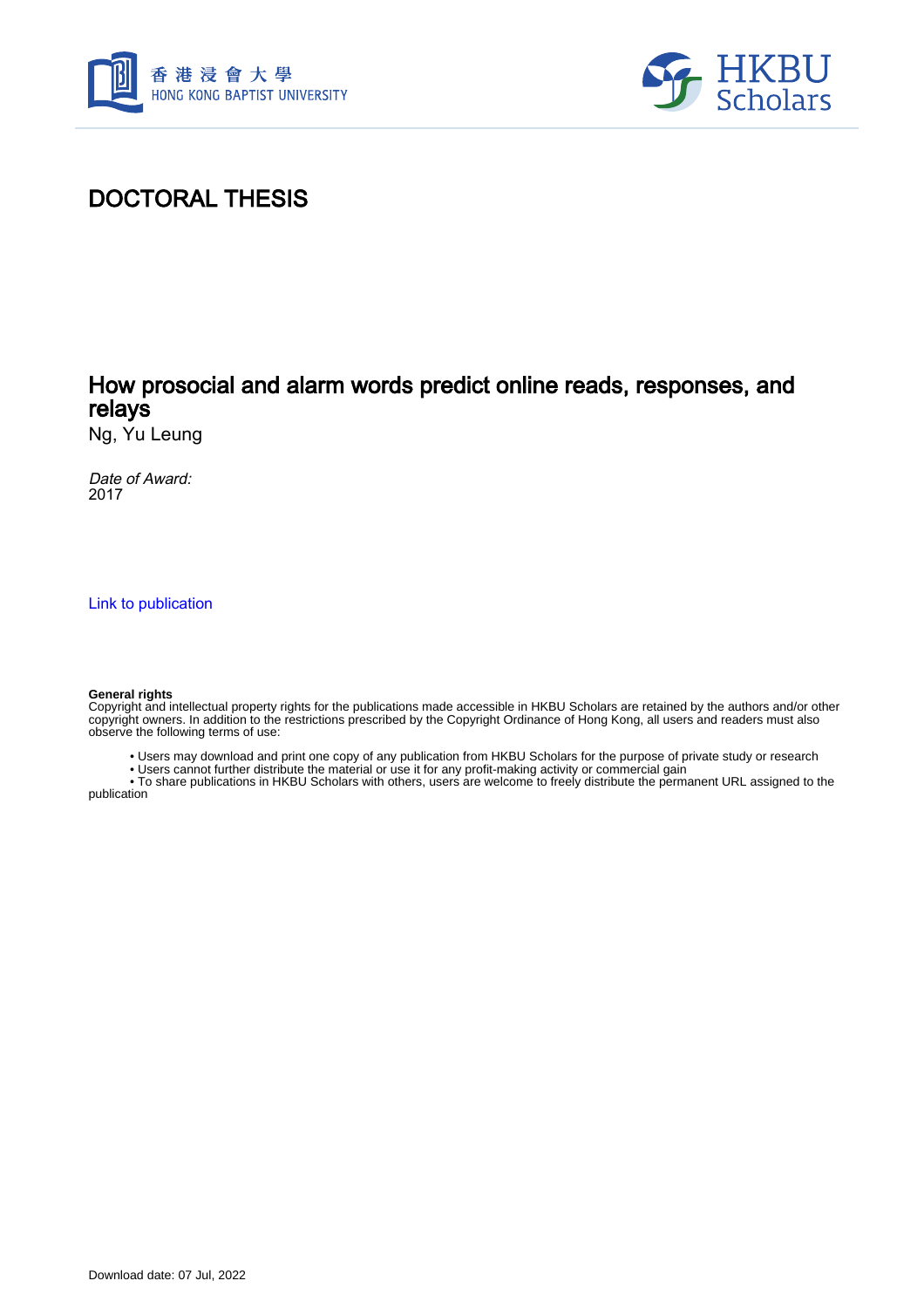# DOCTORAL THESIS

## How prosocial and alarm words predict online reads, responses, and relays

Ng, Yu Leung

*Date of Award:*
2017

[Link to publication](#)

**General rights**
Copyright and intellectual property rights for the publications made accessible in HKBU Scholars are retained by the authors and/or other copyright owners. In addition to the restrictions prescribed by the Copyright Ordinance of Hong Kong, all users and readers must also observe the following terms of use:

- Users may download and print one copy of any publication from HKBU Scholars for the purpose of private study or research
- Users cannot further distribute the material or use it for any profit-making activity or commercial gain
- To share publications in HKBU Scholars with others, users are welcome to freely distribute the permanent URL assigned to the publication

Download date: 07 Jul, 2022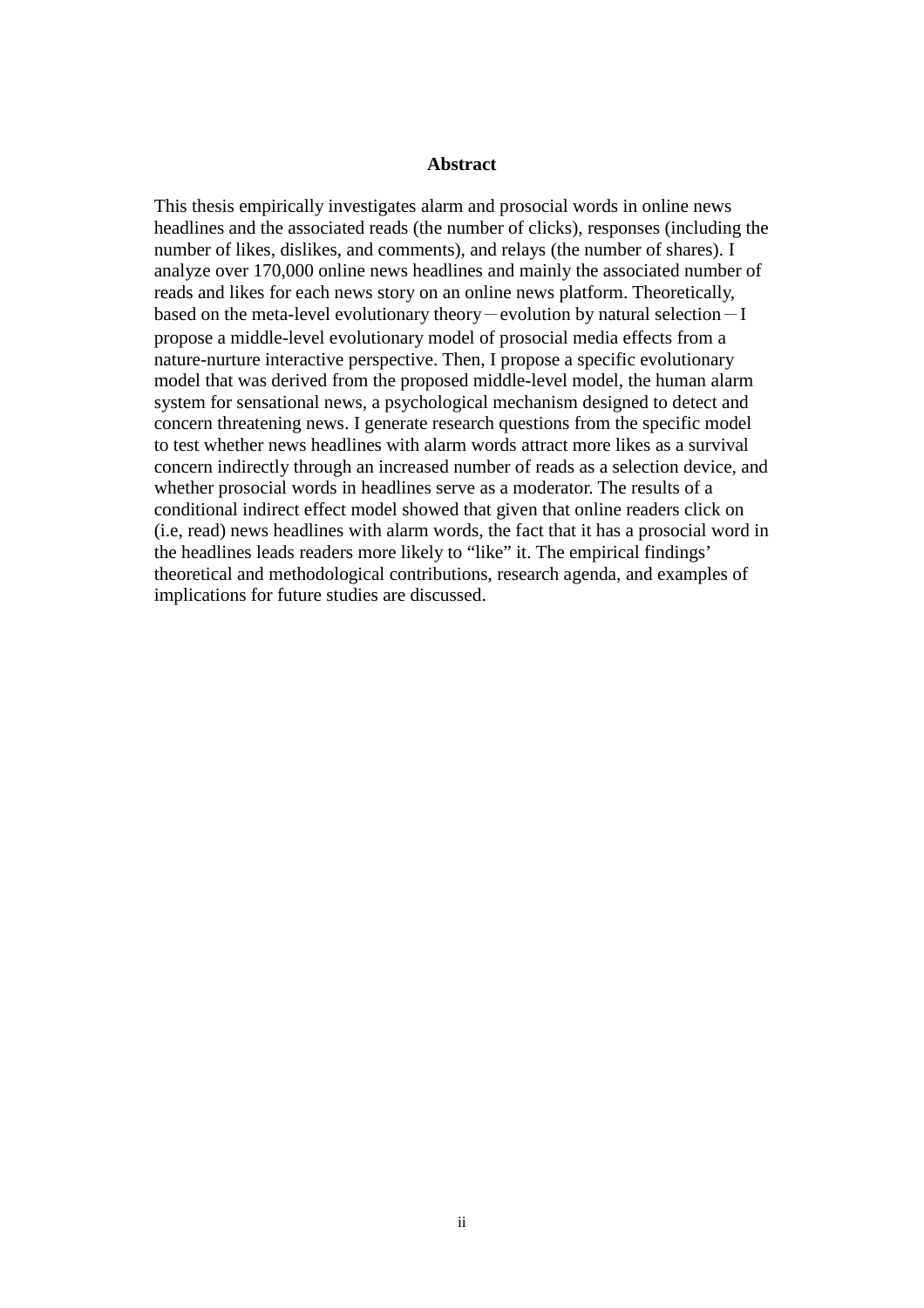## Abstract

This thesis empirically investigates alarm and prosocial words in online news headlines and the associated reads (the number of clicks), responses (including the number of likes, dislikes, and comments), and relays (the number of shares). I analyze over 170,000 online news headlines and mainly the associated number of reads and likes for each news story on an online news platform. Theoretically, based on the meta-level evolutionary theory－evolution by natural selection－I propose a middle-level evolutionary model of prosocial media effects from a nature-nurture interactive perspective. Then, I propose a specific evolutionary model that was derived from the proposed middle-level model, the human alarm system for sensational news, a psychological mechanism designed to detect and concern threatening news. I generate research questions from the specific model to test whether news headlines with alarm words attract more likes as a survival concern indirectly through an increased number of reads as a selection device, and whether prosocial words in headlines serve as a moderator. The results of a conditional indirect effect model showed that given that online readers click on (i.e, read) news headlines with alarm words, the fact that it has a prosocial word in the headlines leads readers more likely to “like” it. The empirical findings’ theoretical and methodological contributions, research agenda, and examples of implications for future studies are discussed.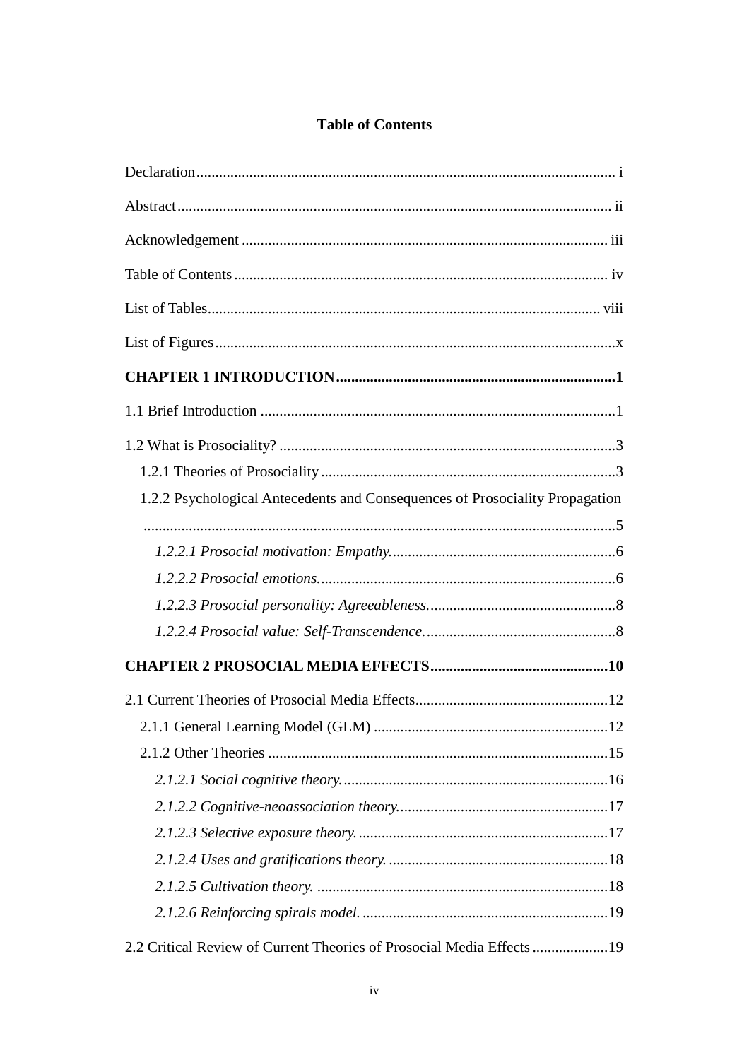**Table of Contents**

Declaration ..... i

Abstract ..... ii

Acknowledgement ..... iii

Table of Contents ..... iv

List of Tables ..... viii

List of Figures ..... x

**CHAPTER 1 INTRODUCTION ..... 1**

1.1 Brief Introduction ..... 1

1.2 What is Prosociality? ..... 3

- 1.2.1 Theories of Prosociality ..... 3
- 1.2.2 Psychological Antecedents and Consequences of Prosociality Propagation ..... 5
  - *1.2.2.1 Prosocial motivation: Empathy.* ..... 6
  - *1.2.2.2 Prosocial emotions.* ..... 6
  - *1.2.2.3 Prosocial personality: Agreeableness.* ..... 8
  - *1.2.2.4 Prosocial value: Self-Transcendence.* ..... 8

**CHAPTER 2 PROSOCIAL MEDIA EFFECTS ..... 10**

2.1 Current Theories of Prosocial Media Effects ..... 12

- 2.1.1 General Learning Model (GLM) ..... 12
- 2.1.2 Other Theories ..... 15
  - *2.1.2.1 Social cognitive theory.* ..... 16
  - *2.1.2.2 Cognitive-neoassociation theory.* ..... 17
  - *2.1.2.3 Selective exposure theory.* ..... 17
  - *2.1.2.4 Uses and gratifications theory.* ..... 18
  - *2.1.2.5 Cultivation theory.* ..... 18
  - *2.1.2.6 Reinforcing spirals model.* ..... 19

2.2 Critical Review of Current Theories of Prosocial Media Effects ..... 19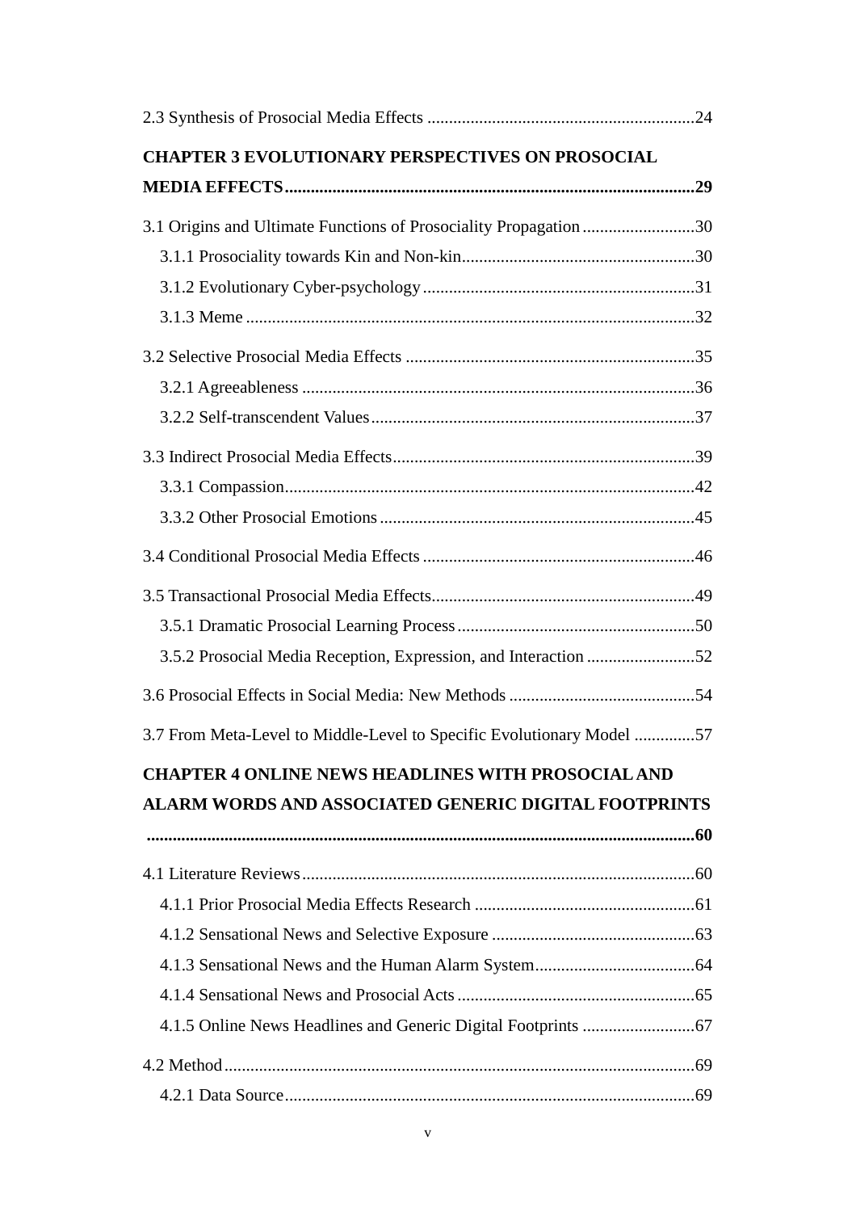2.3 Synthesis of Prosocial Media Effects .............................................................24

**CHAPTER 3 EVOLUTIONARY PERSPECTIVES ON PROSOCIAL MEDIA EFFECTS...............................................................................................29**

3.1 Origins and Ultimate Functions of Prosociality Propagation ..........................30

3.1.1 Prosociality towards Kin and Non-kin......................................................30

3.1.2 Evolutionary Cyber-psychology ...............................................................31

3.1.3 Meme .......................................................................................................32

3.2 Selective Prosocial Media Effects ...................................................................35

3.2.1 Agreeableness ..........................................................................................36

3.2.2 Self-transcendent Values...........................................................................37

3.3 Indirect Prosocial Media Effects......................................................................39

3.3.1 Compassion..............................................................................................42

3.3.2 Other Prosocial Emotions .........................................................................45

3.4 Conditional Prosocial Media Effects ..............................................................46

3.5 Transactional Prosocial Media Effects.............................................................49

3.5.1 Dramatic Prosocial Learning Process.......................................................50

3.5.2 Prosocial Media Reception, Expression, and Interaction .........................52

3.6 Prosocial Effects in Social Media: New Methods ...........................................54

3.7 From Meta-Level to Middle-Level to Specific Evolutionary Model ..............57

**CHAPTER 4 ONLINE NEWS HEADLINES WITH PROSOCIAL AND ALARM WORDS AND ASSOCIATED GENERIC DIGITAL FOOTPRINTS .............................................................................................................................60**

4.1 Literature Reviews...........................................................................................60

4.1.1 Prior Prosocial Media Effects Research ...................................................61

4.1.2 Sensational News and Selective Exposure ...............................................63

4.1.3 Sensational News and the Human Alarm System.....................................64

4.1.4 Sensational News and Prosocial Acts .......................................................65

4.1.5 Online News Headlines and Generic Digital Footprints ..........................67

4.2 Method............................................................................................................69

4.2.1 Data Source..............................................................................................69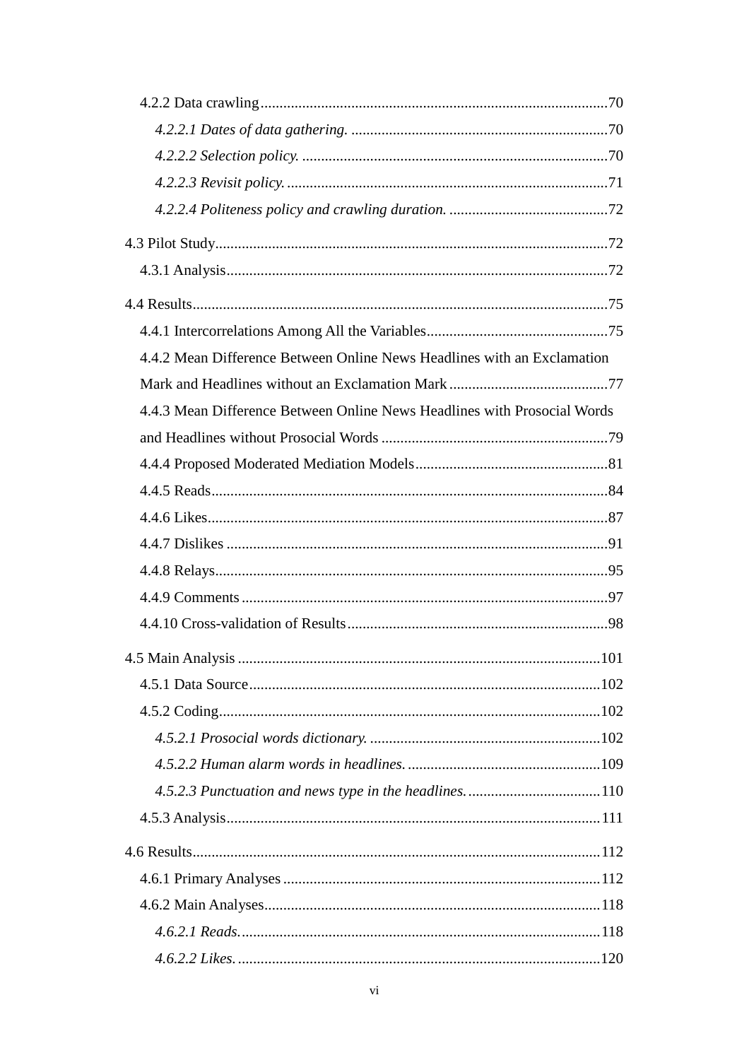4.2.2 Data crawling ........................................................................................70

*4.2.2.1 Dates of data gathering.* ....................................................................70

*4.2.2.2 Selection policy.* ................................................................................70

*4.2.2.3 Revisit policy.* ....................................................................................71

*4.2.2.4 Politeness policy and crawling duration.* ..........................................72

4.3 Pilot Study........................................................................................................72

4.3.1 Analysis......................................................................................................72

4.4 Results..............................................................................................................75

4.4.1 Intercorrelations Among All the Variables................................................75

4.4.2 Mean Difference Between Online News Headlines with an Exclamation Mark and Headlines without an Exclamation Mark ..........................................77

4.4.3 Mean Difference Between Online News Headlines with Prosocial Words and Headlines without Prosocial Words ............................................................79

4.4.4 Proposed Moderated Mediation Models...................................................81

4.4.5 Reads.........................................................................................................84

4.4.6 Likes..........................................................................................................87

4.4.7 Dislikes .....................................................................................................91

4.4.8 Relays........................................................................................................95

4.4.9 Comments .................................................................................................97

4.4.10 Cross-validation of Results.....................................................................98

4.5 Main Analysis ...............................................................................................101

4.5.1 Data Source.............................................................................................102

4.5.2 Coding.....................................................................................................102

*4.5.2.1 Prosocial words dictionary.* .............................................................102

*4.5.2.2 Human alarm words in headlines.* ...................................................109

*4.5.2.3 Punctuation and news type in the headlines.* ..................................110

4.5.3 Analysis...................................................................................................111

4.6 Results............................................................................................................112

4.6.1 Primary Analyses ...................................................................................112

4.6.2 Main Analyses.........................................................................................118

*4.6.2.1 Reads.* ..............................................................................................118

*4.6.2.2 Likes.* ...............................................................................................120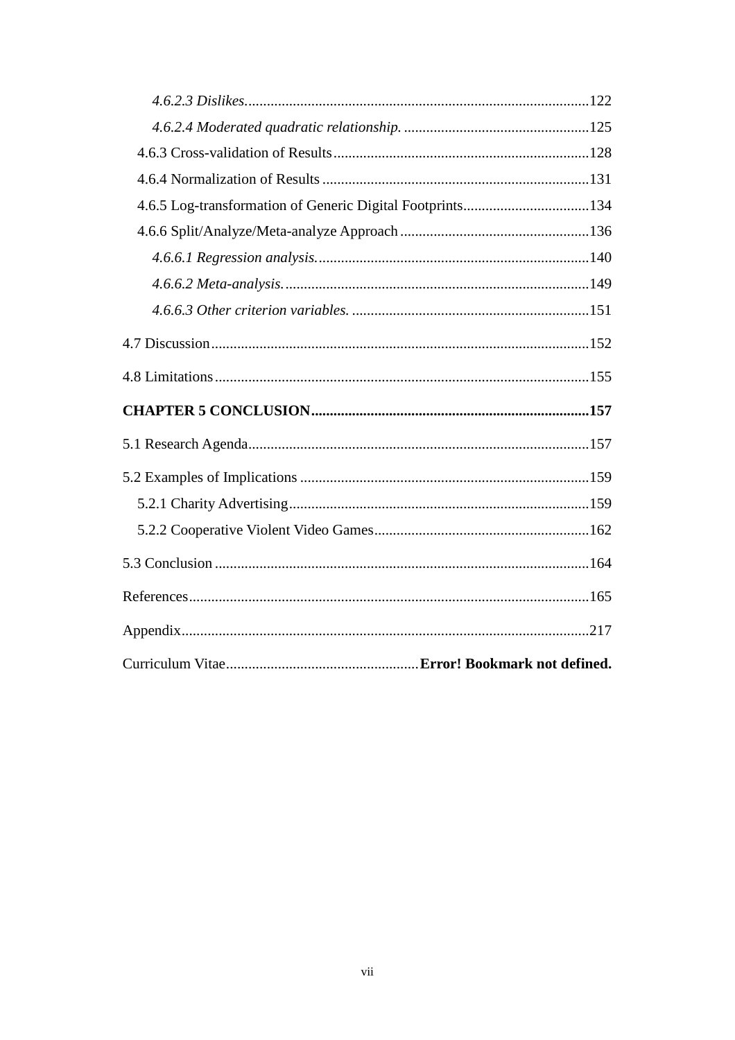*4.6.2.3 Dislikes.* ....................................................................................... 122

*4.6.2.4 Moderated quadratic relationship.* ............................................. 125

4.6.3 Cross-validation of Results ..................................................................... 128

4.6.4 Normalization of Results ........................................................................ 131

4.6.5 Log-transformation of Generic Digital Footprints .................................. 134

4.6.6 Split/Analyze/Meta-analyze Approach ................................................... 136

*4.6.6.1 Regression analysis.* ....................................................................... 140

*4.6.6.2 Meta-analysis.* ................................................................................. 149

*4.6.6.3 Other criterion variables.* ............................................................... 151

4.7 Discussion ...................................................................................................... 152

4.8 Limitations ..................................................................................................... 155

**CHAPTER 5 CONCLUSION ........................................................................... 157**

5.1 Research Agenda ........................................................................................... 157

5.2 Examples of Implications ............................................................................. 159

5.2.1 Charity Advertising ................................................................................ 159

5.2.2 Cooperative Violent Video Games .......................................................... 162

5.3 Conclusion ..................................................................................................... 164

References ........................................................................................................... 165

Appendix ............................................................................................................. 217

Curriculum Vitae .................................................. **Error! Bookmark not defined.**